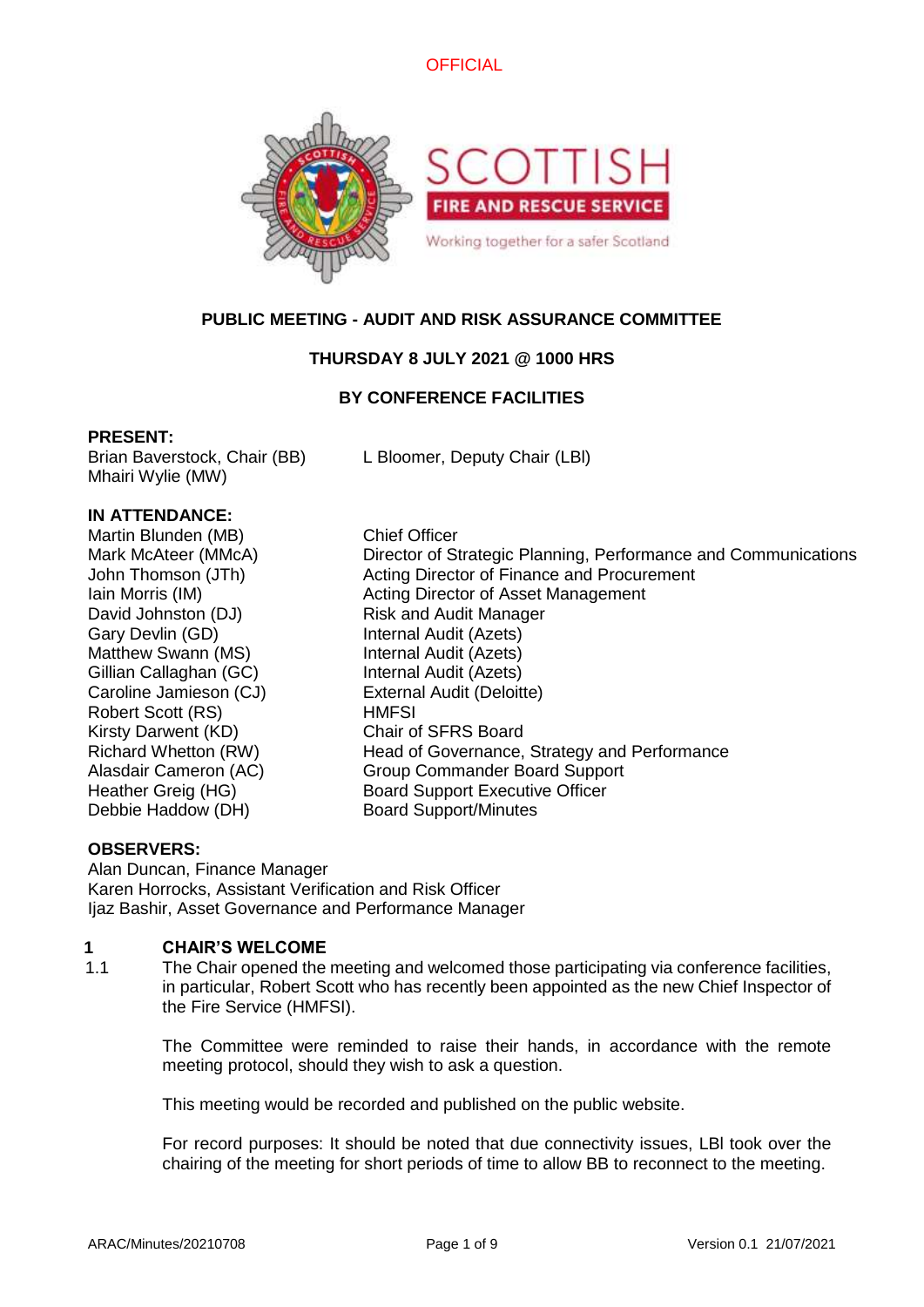OFFICIAL

# PUBLIC MEETING - AUDIT AND RISK ASSURANCE COMMITTEE

**THURSDAY 8 JULY 2021 @ 1000 HRS**

**BY CONFERENCE FACILITIES**

**PRESENT:**

| | |
|---|---|
| Brian Baverstock, Chair (BB) | L Bloomer, Deputy Chair (LBl) |
| Mhairi Wylie (MW) | |

**IN ATTENDANCE:**

| | |
|---|---|
| Martin Blunden (MB) | Chief Officer |
| Mark McAteer (MMcA) | Director of Strategic Planning, Performance and Communications |
| John Thomson (JTh) | Acting Director of Finance and Procurement |
| Iain Morris (IM) | Acting Director of Asset Management |
| David Johnston (DJ) | Risk and Audit Manager |
| Gary Devlin (GD) | Internal Audit (Azets) |
| Matthew Swann (MS) | Internal Audit (Azets) |
| Gillian Callaghan (GC) | Internal Audit (Azets) |
| Caroline Jamieson (CJ) | External Audit (Deloitte) |
| Robert Scott (RS) | HMFSI |
| Kirsty Darwent (KD) | Chair of SFRS Board |
| Richard Whetton (RW) | Head of Governance, Strategy and Performance |
| Alasdair Cameron (AC) | Group Commander Board Support |
| Heather Greig (HG) | Board Support Executive Officer |
| Debbie Haddow (DH) | Board Support/Minutes |

**OBSERVERS:**

Alan Duncan, Finance Manager
Karen Horrocks, Assistant Verification and Risk Officer
Ijaz Bashir, Asset Governance and Performance Manager

## 1 CHAIR'S WELCOME

1.1 The Chair opened the meeting and welcomed those participating via conference facilities, in particular, Robert Scott who has recently been appointed as the new Chief Inspector of the Fire Service (HMFSI).

The Committee were reminded to raise their hands, in accordance with the remote meeting protocol, should they wish to ask a question.

This meeting would be recorded and published on the public website.

For record purposes: It should be noted that due connectivity issues, LBl took over the chairing of the meeting for short periods of time to allow BB to reconnect to the meeting.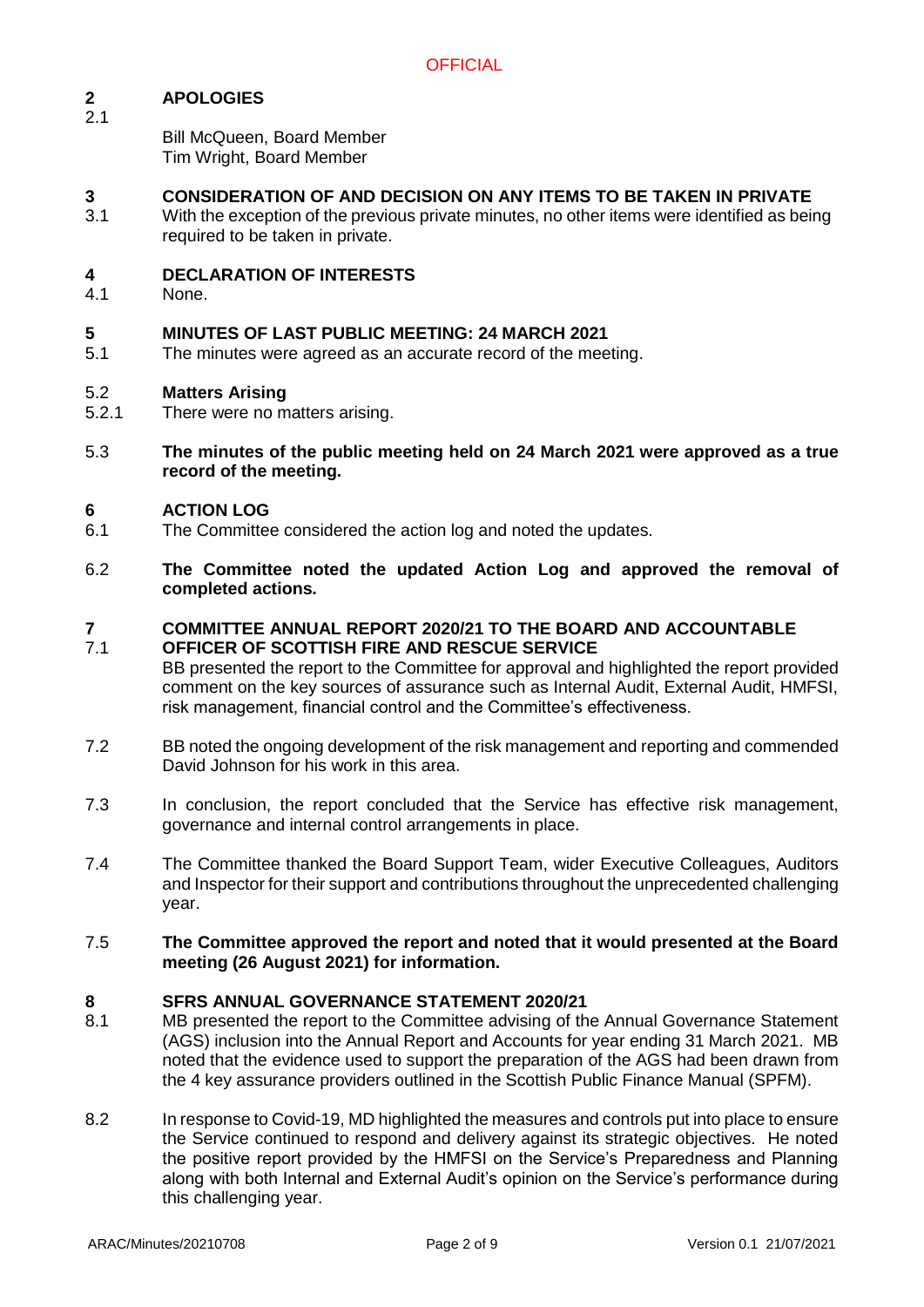## 2 APOLOGIES

2.1 Bill McQueen, Board Member
Tim Wright, Board Member

## 3 CONSIDERATION OF AND DECISION ON ANY ITEMS TO BE TAKEN IN PRIVATE

3.1 With the exception of the previous private minutes, no other items were identified as being required to be taken in private.

## 4 DECLARATION OF INTERESTS

4.1 None.

## 5 MINUTES OF LAST PUBLIC MEETING: 24 MARCH 2021

5.1 The minutes were agreed as an accurate record of the meeting.

### 5.2 Matters Arising

5.2.1 There were no matters arising.

5.3 **The minutes of the public meeting held on 24 March 2021 were approved as a true record of the meeting.**

## 6 ACTION LOG

6.1 The Committee considered the action log and noted the updates.

6.2 **The Committee noted the updated Action Log and approved the removal of completed actions.**

## 7 COMMITTEE ANNUAL REPORT 2020/21 TO THE BOARD AND ACCOUNTABLE OFFICER OF SCOTTISH FIRE AND RESCUE SERVICE

7.1 BB presented the report to the Committee for approval and highlighted the report provided comment on the key sources of assurance such as Internal Audit, External Audit, HMFSI, risk management, financial control and the Committee's effectiveness.

7.2 BB noted the ongoing development of the risk management and reporting and commended David Johnson for his work in this area.

7.3 In conclusion, the report concluded that the Service has effective risk management, governance and internal control arrangements in place.

7.4 The Committee thanked the Board Support Team, wider Executive Colleagues, Auditors and Inspector for their support and contributions throughout the unprecedented challenging year.

7.5 **The Committee approved the report and noted that it would presented at the Board meeting (26 August 2021) for information.**

## 8 SFRS ANNUAL GOVERNANCE STATEMENT 2020/21

8.1 MB presented the report to the Committee advising of the Annual Governance Statement (AGS) inclusion into the Annual Report and Accounts for year ending 31 March 2021. MB noted that the evidence used to support the preparation of the AGS had been drawn from the 4 key assurance providers outlined in the Scottish Public Finance Manual (SPFM).

8.2 In response to Covid-19, MD highlighted the measures and controls put into place to ensure the Service continued to respond and delivery against its strategic objectives. He noted the positive report provided by the HMFSI on the Service's Preparedness and Planning along with both Internal and External Audit's opinion on the Service's performance during this challenging year.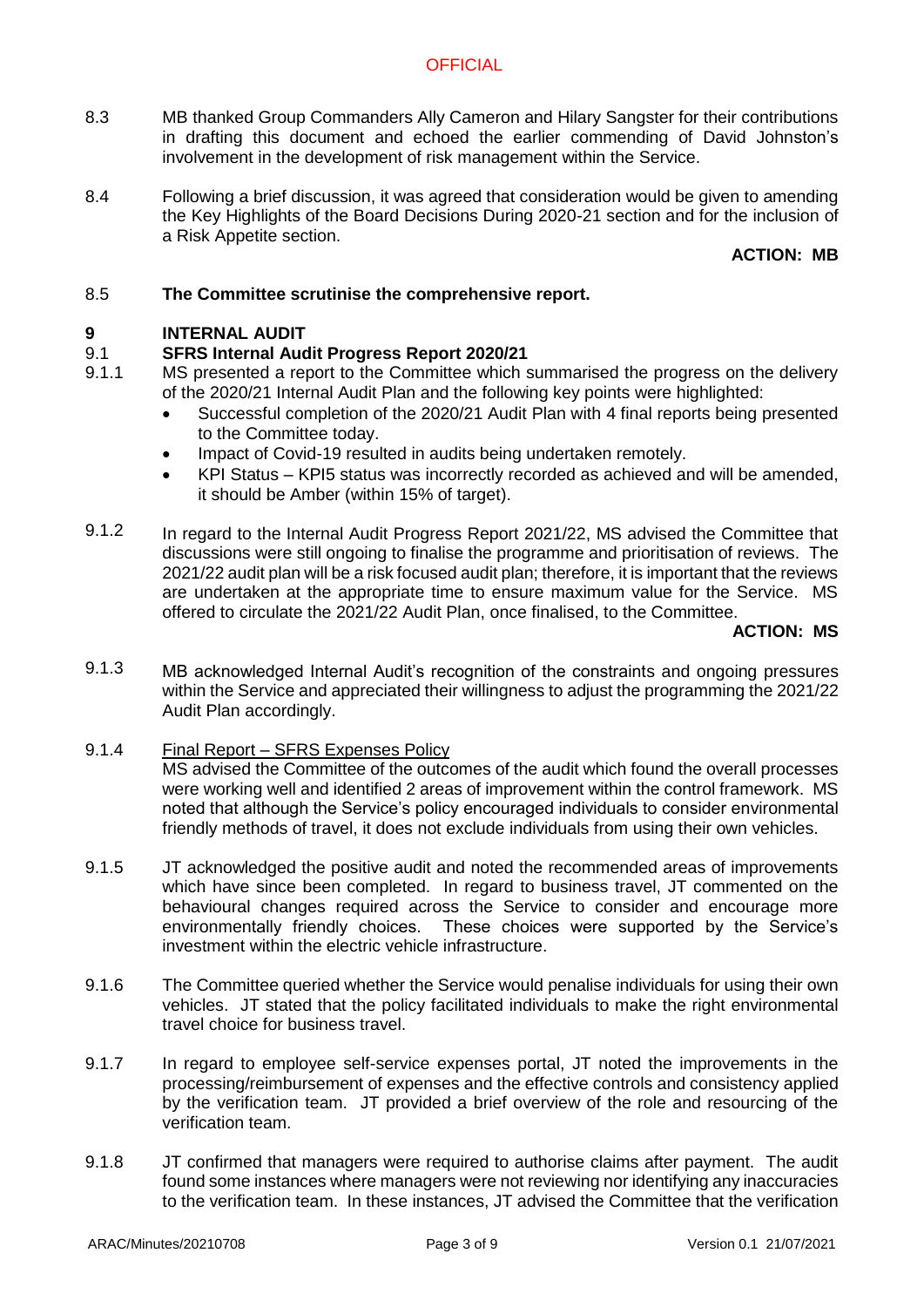8.3 MB thanked Group Commanders Ally Cameron and Hilary Sangster for their contributions in drafting this document and echoed the earlier commending of David Johnston's involvement in the development of risk management within the Service.

8.4 Following a brief discussion, it was agreed that consideration would be given to amending the Key Highlights of the Board Decisions During 2020-21 section and for the inclusion of a Risk Appetite section.

**ACTION: MB**

8.5 **The Committee scrutinise the comprehensive report.**

## 9 INTERNAL AUDIT

### 9.1 SFRS Internal Audit Progress Report 2020/21

9.1.1 MS presented a report to the Committee which summarised the progress on the delivery of the 2020/21 Internal Audit Plan and the following key points were highlighted:

- Successful completion of the 2020/21 Audit Plan with 4 final reports being presented to the Committee today.
- Impact of Covid-19 resulted in audits being undertaken remotely.
- KPI Status – KPI5 status was incorrectly recorded as achieved and will be amended, it should be Amber (within 15% of target).

9.1.2 In regard to the Internal Audit Progress Report 2021/22, MS advised the Committee that discussions were still ongoing to finalise the programme and prioritisation of reviews. The 2021/22 audit plan will be a risk focused audit plan; therefore, it is important that the reviews are undertaken at the appropriate time to ensure maximum value for the Service. MS offered to circulate the 2021/22 Audit Plan, once finalised, to the Committee.

**ACTION: MS**

9.1.3 MB acknowledged Internal Audit's recognition of the constraints and ongoing pressures within the Service and appreciated their willingness to adjust the programming the 2021/22 Audit Plan accordingly.

9.1.4 <u>Final Report – SFRS Expenses Policy</u>
MS advised the Committee of the outcomes of the audit which found the overall processes were working well and identified 2 areas of improvement within the control framework. MS noted that although the Service's policy encouraged individuals to consider environmental friendly methods of travel, it does not exclude individuals from using their own vehicles.

9.1.5 JT acknowledged the positive audit and noted the recommended areas of improvements which have since been completed. In regard to business travel, JT commented on the behavioural changes required across the Service to consider and encourage more environmentally friendly choices. These choices were supported by the Service's investment within the electric vehicle infrastructure.

9.1.6 The Committee queried whether the Service would penalise individuals for using their own vehicles. JT stated that the policy facilitated individuals to make the right environmental travel choice for business travel.

9.1.7 In regard to employee self-service expenses portal, JT noted the improvements in the processing/reimbursement of expenses and the effective controls and consistency applied by the verification team. JT provided a brief overview of the role and resourcing of the verification team.

9.1.8 JT confirmed that managers were required to authorise claims after payment. The audit found some instances where managers were not reviewing nor identifying any inaccuracies to the verification team. In these instances, JT advised the Committee that the verification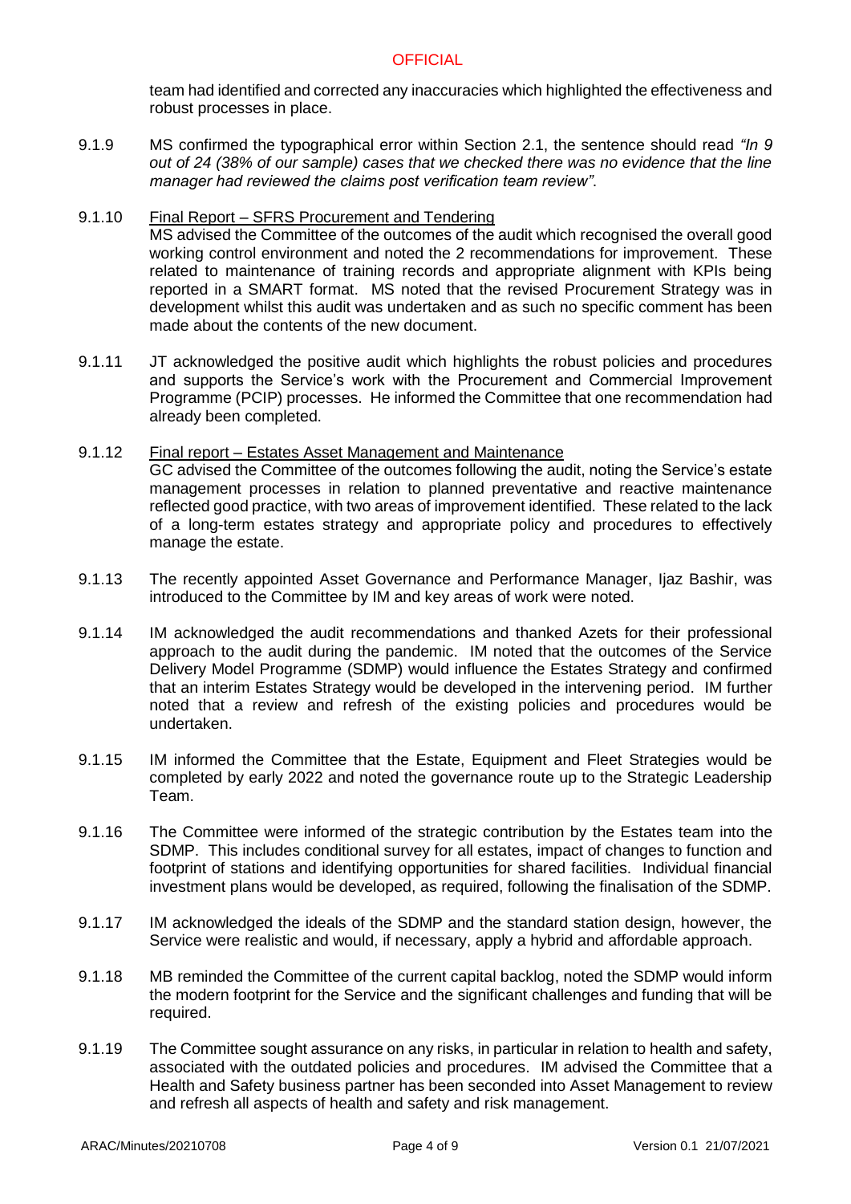team had identified and corrected any inaccuracies which highlighted the effectiveness and robust processes in place.

9.1.9 MS confirmed the typographical error within Section 2.1, the sentence should read *"In 9 out of 24 (38% of our sample) cases that we checked there was no evidence that the line manager had reviewed the claims post verification team review"*.

9.1.10 Final Report – SFRS Procurement and Tendering
MS advised the Committee of the outcomes of the audit which recognised the overall good working control environment and noted the 2 recommendations for improvement. These related to maintenance of training records and appropriate alignment with KPIs being reported in a SMART format. MS noted that the revised Procurement Strategy was in development whilst this audit was undertaken and as such no specific comment has been made about the contents of the new document.

9.1.11 JT acknowledged the positive audit which highlights the robust policies and procedures and supports the Service's work with the Procurement and Commercial Improvement Programme (PCIP) processes. He informed the Committee that one recommendation had already been completed.

9.1.12 Final report – Estates Asset Management and Maintenance
GC advised the Committee of the outcomes following the audit, noting the Service's estate management processes in relation to planned preventative and reactive maintenance reflected good practice, with two areas of improvement identified. These related to the lack of a long-term estates strategy and appropriate policy and procedures to effectively manage the estate.

9.1.13 The recently appointed Asset Governance and Performance Manager, Ijaz Bashir, was introduced to the Committee by IM and key areas of work were noted.

9.1.14 IM acknowledged the audit recommendations and thanked Azets for their professional approach to the audit during the pandemic. IM noted that the outcomes of the Service Delivery Model Programme (SDMP) would influence the Estates Strategy and confirmed that an interim Estates Strategy would be developed in the intervening period. IM further noted that a review and refresh of the existing policies and procedures would be undertaken.

9.1.15 IM informed the Committee that the Estate, Equipment and Fleet Strategies would be completed by early 2022 and noted the governance route up to the Strategic Leadership Team.

9.1.16 The Committee were informed of the strategic contribution by the Estates team into the SDMP. This includes conditional survey for all estates, impact of changes to function and footprint of stations and identifying opportunities for shared facilities. Individual financial investment plans would be developed, as required, following the finalisation of the SDMP.

9.1.17 IM acknowledged the ideals of the SDMP and the standard station design, however, the Service were realistic and would, if necessary, apply a hybrid and affordable approach.

9.1.18 MB reminded the Committee of the current capital backlog, noted the SDMP would inform the modern footprint for the Service and the significant challenges and funding that will be required.

9.1.19 The Committee sought assurance on any risks, in particular in relation to health and safety, associated with the outdated policies and procedures. IM advised the Committee that a Health and Safety business partner has been seconded into Asset Management to review and refresh all aspects of health and safety and risk management.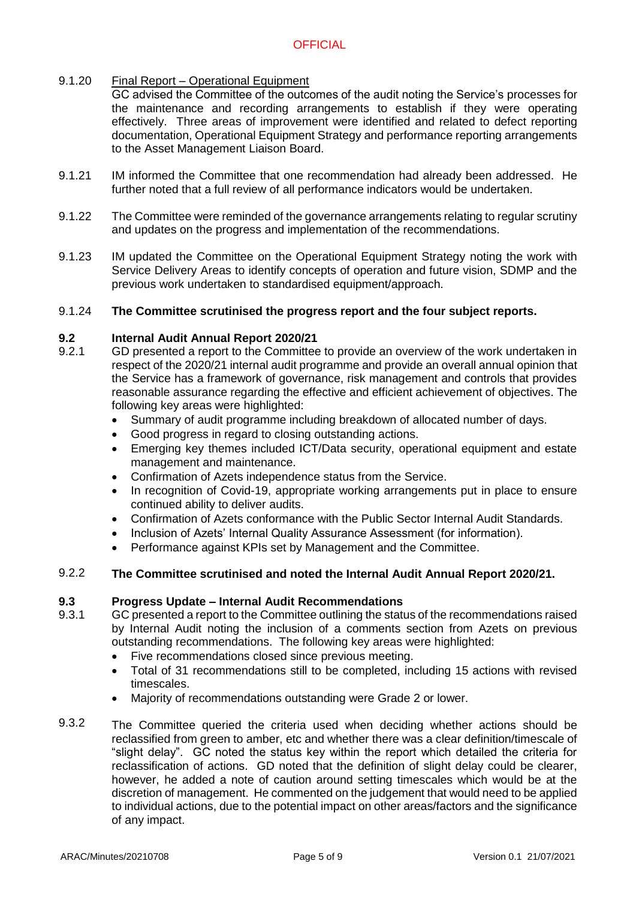9.1.20 Final Report – Operational Equipment

GC advised the Committee of the outcomes of the audit noting the Service's processes for the maintenance and recording arrangements to establish if they were operating effectively. Three areas of improvement were identified and related to defect reporting documentation, Operational Equipment Strategy and performance reporting arrangements to the Asset Management Liaison Board.

9.1.21 IM informed the Committee that one recommendation had already been addressed. He further noted that a full review of all performance indicators would be undertaken.

9.1.22 The Committee were reminded of the governance arrangements relating to regular scrutiny and updates on the progress and implementation of the recommendations.

9.1.23 IM updated the Committee on the Operational Equipment Strategy noting the work with Service Delivery Areas to identify concepts of operation and future vision, SDMP and the previous work undertaken to standardised equipment/approach.

9.1.24 **The Committee scrutinised the progress report and the four subject reports.**

### 9.2 Internal Audit Annual Report 2020/21

9.2.1 GD presented a report to the Committee to provide an overview of the work undertaken in respect of the 2020/21 internal audit programme and provide an overall annual opinion that the Service has a framework of governance, risk management and controls that provides reasonable assurance regarding the effective and efficient achievement of objectives. The following key areas were highlighted:

- Summary of audit programme including breakdown of allocated number of days.
- Good progress in regard to closing outstanding actions.
- Emerging key themes included ICT/Data security, operational equipment and estate management and maintenance.
- Confirmation of Azets independence status from the Service.
- In recognition of Covid-19, appropriate working arrangements put in place to ensure continued ability to deliver audits.
- Confirmation of Azets conformance with the Public Sector Internal Audit Standards.
- Inclusion of Azets' Internal Quality Assurance Assessment (for information).
- Performance against KPIs set by Management and the Committee.

9.2.2 **The Committee scrutinised and noted the Internal Audit Annual Report 2020/21.**

### 9.3 Progress Update – Internal Audit Recommendations

9.3.1 GC presented a report to the Committee outlining the status of the recommendations raised by Internal Audit noting the inclusion of a comments section from Azets on previous outstanding recommendations. The following key areas were highlighted:

- Five recommendations closed since previous meeting.
- Total of 31 recommendations still to be completed, including 15 actions with revised timescales.
- Majority of recommendations outstanding were Grade 2 or lower.

9.3.2 The Committee queried the criteria used when deciding whether actions should be reclassified from green to amber, etc and whether there was a clear definition/timescale of "slight delay". GC noted the status key within the report which detailed the criteria for reclassification of actions. GD noted that the definition of slight delay could be clearer, however, he added a note of caution around setting timescales which would be at the discretion of management. He commented on the judgement that would need to be applied to individual actions, due to the potential impact on other areas/factors and the significance of any impact.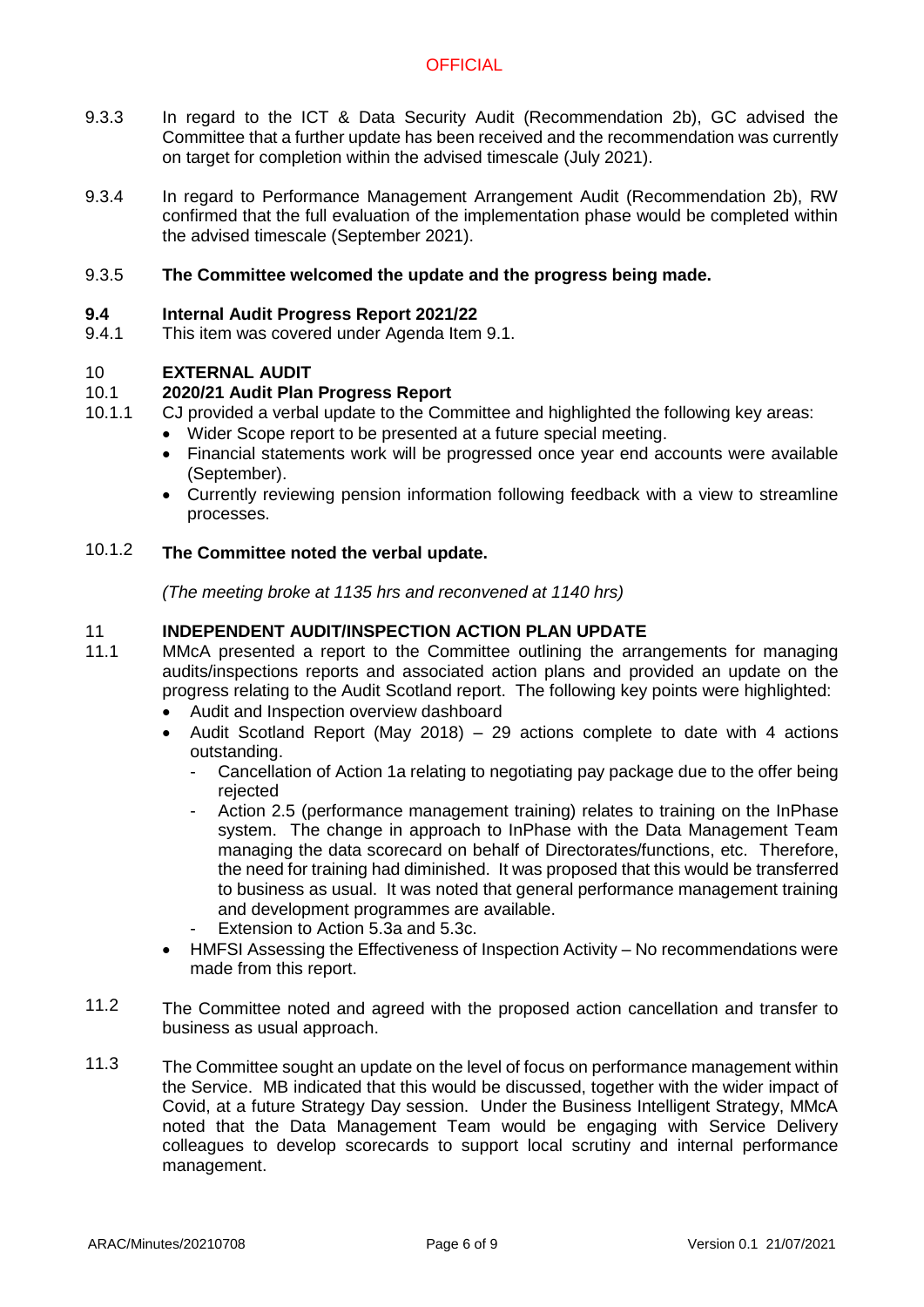9.3.3 In regard to the ICT & Data Security Audit (Recommendation 2b), GC advised the Committee that a further update has been received and the recommendation was currently on target for completion within the advised timescale (July 2021).

9.3.4 In regard to Performance Management Arrangement Audit (Recommendation 2b), RW confirmed that the full evaluation of the implementation phase would be completed within the advised timescale (September 2021).

9.3.5 **The Committee welcomed the update and the progress being made.**

**9.4 Internal Audit Progress Report 2021/22**

9.4.1 This item was covered under Agenda Item 9.1.

## 10 EXTERNAL AUDIT

**10.1 2020/21 Audit Plan Progress Report**

10.1.1 CJ provided a verbal update to the Committee and highlighted the following key areas:

- Wider Scope report to be presented at a future special meeting.
- Financial statements work will be progressed once year end accounts were available (September).
- Currently reviewing pension information following feedback with a view to streamline processes.

10.1.2 **The Committee noted the verbal update.**

*(The meeting broke at 1135 hrs and reconvened at 1140 hrs)*

## 11 INDEPENDENT AUDIT/INSPECTION ACTION PLAN UPDATE

11.1 MMcA presented a report to the Committee outlining the arrangements for managing audits/inspections reports and associated action plans and provided an update on the progress relating to the Audit Scotland report. The following key points were highlighted:

- Audit and Inspection overview dashboard
- Audit Scotland Report (May 2018) – 29 actions complete to date with 4 actions outstanding.
  - Cancellation of Action 1a relating to negotiating pay package due to the offer being rejected
  - Action 2.5 (performance management training) relates to training on the InPhase system. The change in approach to InPhase with the Data Management Team managing the data scorecard on behalf of Directorates/functions, etc. Therefore, the need for training had diminished. It was proposed that this would be transferred to business as usual. It was noted that general performance management training and development programmes are available.
  - Extension to Action 5.3a and 5.3c.
- HMFSI Assessing the Effectiveness of Inspection Activity – No recommendations were made from this report.

11.2 The Committee noted and agreed with the proposed action cancellation and transfer to business as usual approach.

11.3 The Committee sought an update on the level of focus on performance management within the Service. MB indicated that this would be discussed, together with the wider impact of Covid, at a future Strategy Day session. Under the Business Intelligent Strategy, MMcA noted that the Data Management Team would be engaging with Service Delivery colleagues to develop scorecards to support local scrutiny and internal performance management.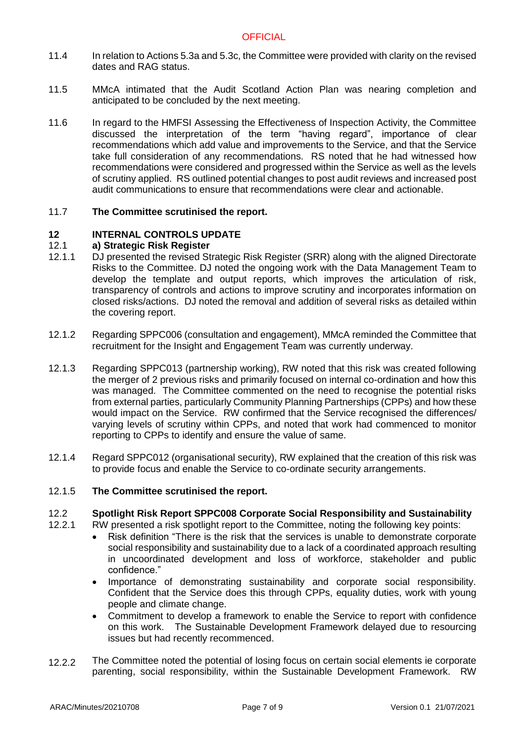11.4 In relation to Actions 5.3a and 5.3c, the Committee were provided with clarity on the revised dates and RAG status.

11.5 MMcA intimated that the Audit Scotland Action Plan was nearing completion and anticipated to be concluded by the next meeting.

11.6 In regard to the HMFSI Assessing the Effectiveness of Inspection Activity, the Committee discussed the interpretation of the term "having regard", importance of clear recommendations which add value and improvements to the Service, and that the Service take full consideration of any recommendations. RS noted that he had witnessed how recommendations were considered and progressed within the Service as well as the levels of scrutiny applied. RS outlined potential changes to post audit reviews and increased post audit communications to ensure that recommendations were clear and actionable.

11.7 **The Committee scrutinised the report.**

## 12 INTERNAL CONTROLS UPDATE

### 12.1 a) Strategic Risk Register

12.1.1 DJ presented the revised Strategic Risk Register (SRR) along with the aligned Directorate Risks to the Committee. DJ noted the ongoing work with the Data Management Team to develop the template and output reports, which improves the articulation of risk, transparency of controls and actions to improve scrutiny and incorporates information on closed risks/actions. DJ noted the removal and addition of several risks as detailed within the covering report.

12.1.2 Regarding SPPC006 (consultation and engagement), MMcA reminded the Committee that recruitment for the Insight and Engagement Team was currently underway.

12.1.3 Regarding SPPC013 (partnership working), RW noted that this risk was created following the merger of 2 previous risks and primarily focused on internal co-ordination and how this was managed. The Committee commented on the need to recognise the potential risks from external parties, particularly Community Planning Partnerships (CPPs) and how these would impact on the Service. RW confirmed that the Service recognised the differences/ varying levels of scrutiny within CPPs, and noted that work had commenced to monitor reporting to CPPs to identify and ensure the value of same.

12.1.4 Regard SPPC012 (organisational security), RW explained that the creation of this risk was to provide focus and enable the Service to co-ordinate security arrangements.

12.1.5 **The Committee scrutinised the report.**

### 12.2 Spotlight Risk Report SPPC008 Corporate Social Responsibility and Sustainability

12.2.1 RW presented a risk spotlight report to the Committee, noting the following key points:

- Risk definition "There is the risk that the services is unable to demonstrate corporate social responsibility and sustainability due to a lack of a coordinated approach resulting in uncoordinated development and loss of workforce, stakeholder and public confidence."
- Importance of demonstrating sustainability and corporate social responsibility. Confident that the Service does this through CPPs, equality duties, work with young people and climate change.
- Commitment to develop a framework to enable the Service to report with confidence on this work. The Sustainable Development Framework delayed due to resourcing issues but had recently recommenced.

12.2.2 The Committee noted the potential of losing focus on certain social elements ie corporate parenting, social responsibility, within the Sustainable Development Framework. RW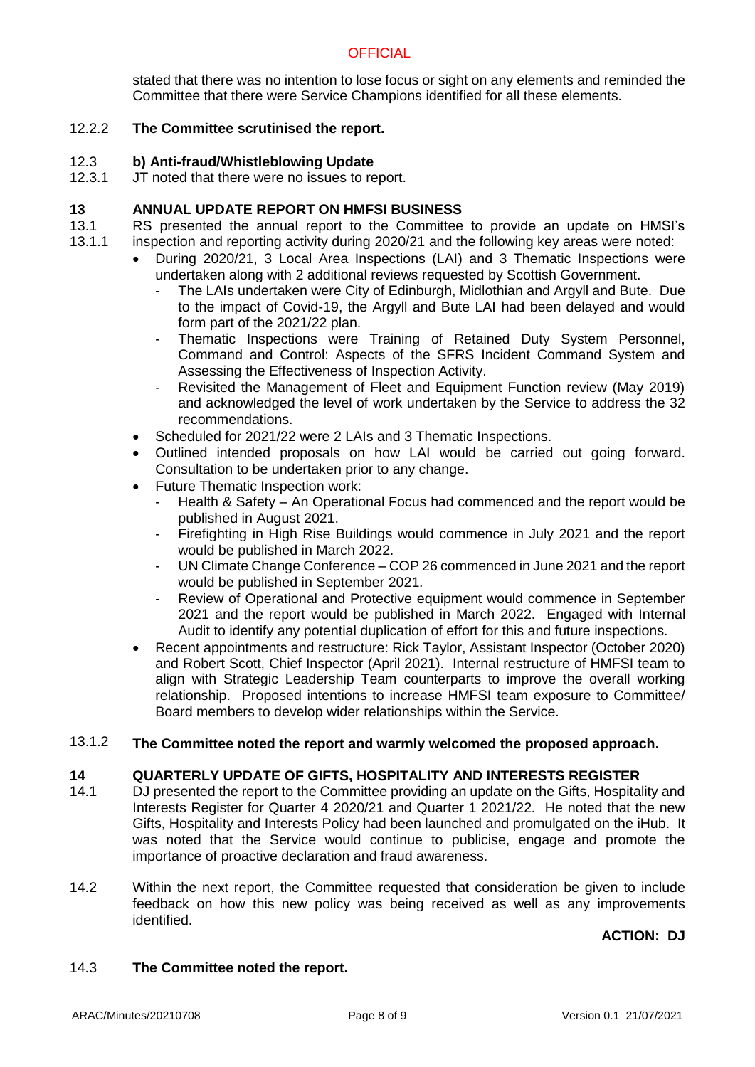stated that there was no intention to lose focus or sight on any elements and reminded the Committee that there were Service Champions identified for all these elements.

12.2.2 **The Committee scrutinised the report.**

12.3 **b) Anti-fraud/Whistleblowing Update**

12.3.1 JT noted that there were no issues to report.

## 13 ANNUAL UPDATE REPORT ON HMFSI BUSINESS

13.1 RS presented the annual report to the Committee to provide an update on HMSI's
13.1.1 inspection and reporting activity during 2020/21 and the following key areas were noted:

- During 2020/21, 3 Local Area Inspections (LAI) and 3 Thematic Inspections were undertaken along with 2 additional reviews requested by Scottish Government.
  - The LAIs undertaken were City of Edinburgh, Midlothian and Argyll and Bute. Due to the impact of Covid-19, the Argyll and Bute LAI had been delayed and would form part of the 2021/22 plan.
  - Thematic Inspections were Training of Retained Duty System Personnel, Command and Control: Aspects of the SFRS Incident Command System and Assessing the Effectiveness of Inspection Activity.
  - Revisited the Management of Fleet and Equipment Function review (May 2019) and acknowledged the level of work undertaken by the Service to address the 32 recommendations.
- Scheduled for 2021/22 were 2 LAIs and 3 Thematic Inspections.
- Outlined intended proposals on how LAI would be carried out going forward. Consultation to be undertaken prior to any change.
- Future Thematic Inspection work:
  - Health & Safety – An Operational Focus had commenced and the report would be published in August 2021.
  - Firefighting in High Rise Buildings would commence in July 2021 and the report would be published in March 2022.
  - UN Climate Change Conference – COP 26 commenced in June 2021 and the report would be published in September 2021.
  - Review of Operational and Protective equipment would commence in September 2021 and the report would be published in March 2022. Engaged with Internal Audit to identify any potential duplication of effort for this and future inspections.
- Recent appointments and restructure: Rick Taylor, Assistant Inspector (October 2020) and Robert Scott, Chief Inspector (April 2021). Internal restructure of HMFSI team to align with Strategic Leadership Team counterparts to improve the overall working relationship. Proposed intentions to increase HMFSI team exposure to Committee/ Board members to develop wider relationships within the Service.

13.1.2 **The Committee noted the report and warmly welcomed the proposed approach.**

## 14 QUARTERLY UPDATE OF GIFTS, HOSPITALITY AND INTERESTS REGISTER

14.1 DJ presented the report to the Committee providing an update on the Gifts, Hospitality and Interests Register for Quarter 4 2020/21 and Quarter 1 2021/22. He noted that the new Gifts, Hospitality and Interests Policy had been launched and promulgated on the iHub. It was noted that the Service would continue to publicise, engage and promote the importance of proactive declaration and fraud awareness.

14.2 Within the next report, the Committee requested that consideration be given to include feedback on how this new policy was being received as well as any improvements identified.

**ACTION: DJ**

14.3 **The Committee noted the report.**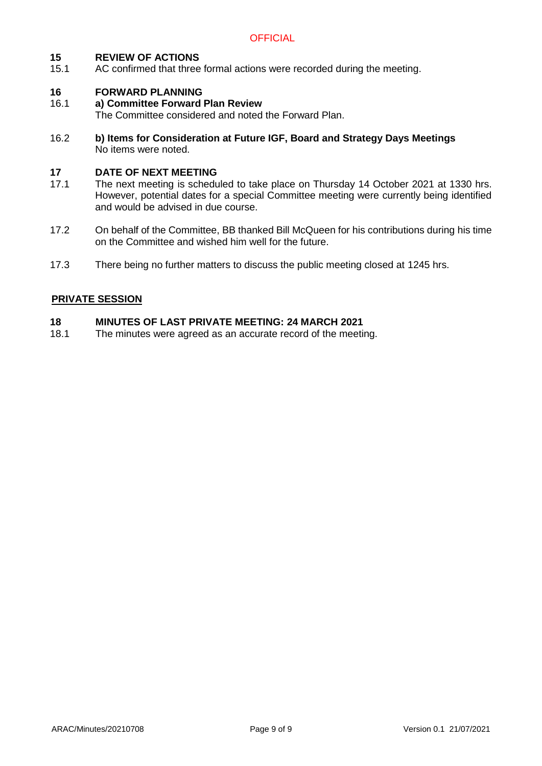## 15 REVIEW OF ACTIONS

15.1 AC confirmed that three formal actions were recorded during the meeting.

## 16 FORWARD PLANNING

16.1 **a) Committee Forward Plan Review**
The Committee considered and noted the Forward Plan.

16.2 **b) Items for Consideration at Future IGF, Board and Strategy Days Meetings**
No items were noted.

## 17 DATE OF NEXT MEETING

17.1 The next meeting is scheduled to take place on Thursday 14 October 2021 at 1330 hrs. However, potential dates for a special Committee meeting were currently being identified and would be advised in due course.

17.2 On behalf of the Committee, BB thanked Bill McQueen for his contributions during his time on the Committee and wished him well for the future.

17.3 There being no further matters to discuss the public meeting closed at 1245 hrs.

## PRIVATE SESSION

## 18 MINUTES OF LAST PRIVATE MEETING: 24 MARCH 2021

18.1 The minutes were agreed as an accurate record of the meeting.